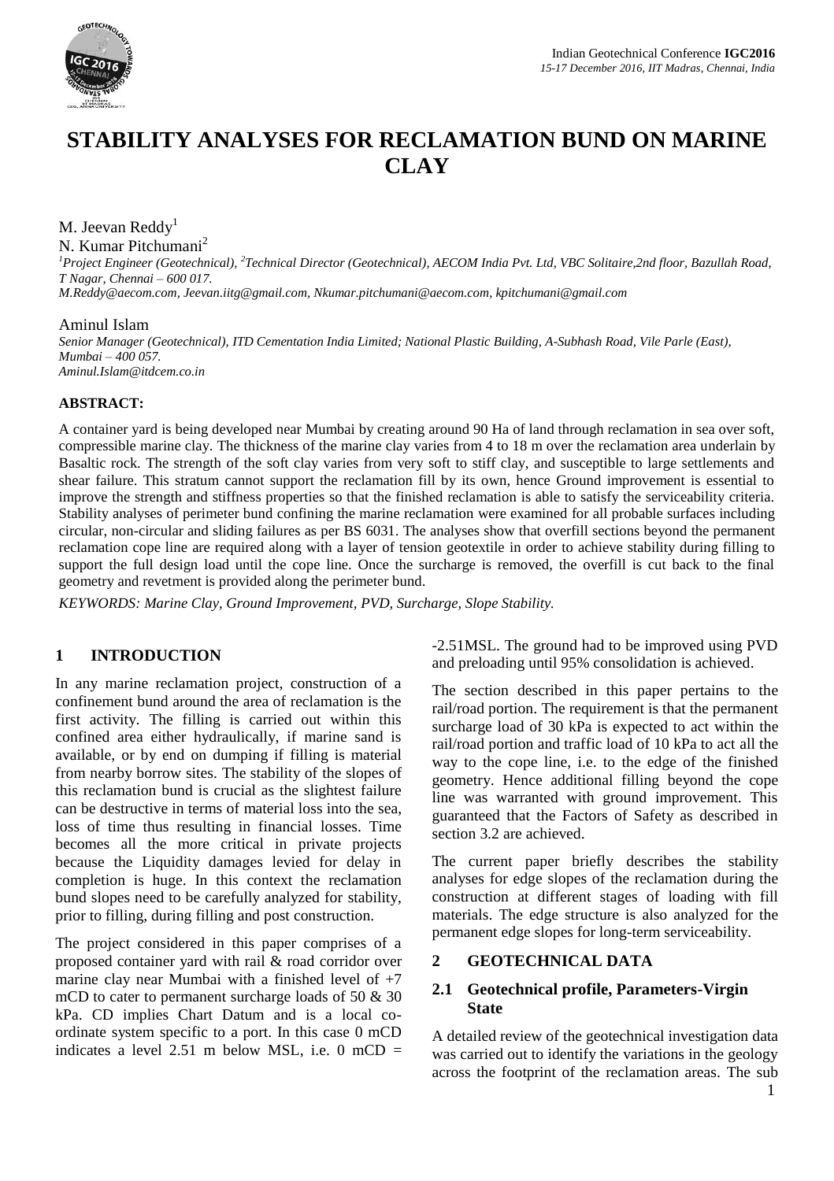# STABILITY ANALYSES FOR RECLAMATION BUND ON MARINE CLAY

M. Jeevan Reddy[1]

N. Kumar Pitchumani[2]

*[1]Project Engineer (Geotechnical), [2]Technical Director (Geotechnical), AECOM India Pvt. Ltd, VBC Solitaire,2nd floor, Bazullah Road, T Nagar, Chennai – 600 017.*

*M.Reddy@aecom.com, Jeevan.iitg@gmail.com, Nkumar.pitchumani@aecom.com, kpitchumani@gmail.com*

Aminul Islam

*Senior Manager (Geotechnical), ITD Cementation India Limited; National Plastic Building, A-Subhash Road, Vile Parle (East), Mumbai – 400 057.*

*Aminul.Islam@itdcem.co.in*

**ABSTRACT:**

A container yard is being developed near Mumbai by creating around 90 Ha of land through reclamation in sea over soft, compressible marine clay. The thickness of the marine clay varies from 4 to 18 m over the reclamation area underlain by Basaltic rock. The strength of the soft clay varies from very soft to stiff clay, and susceptible to large settlements and shear failure. This stratum cannot support the reclamation fill by its own, hence Ground improvement is essential to improve the strength and stiffness properties so that the finished reclamation is able to satisfy the serviceability criteria. Stability analyses of perimeter bund confining the marine reclamation were examined for all probable surfaces including circular, non-circular and sliding failures as per BS 6031. The analyses show that overfill sections beyond the permanent reclamation cope line are required along with a layer of tension geotextile in order to achieve stability during filling to support the full design load until the cope line. Once the surcharge is removed, the overfill is cut back to the final geometry and revetment is provided along the perimeter bund.

*KEYWORDS: Marine Clay, Ground Improvement, PVD, Surcharge, Slope Stability.*

## 1 INTRODUCTION

In any marine reclamation project, construction of a confinement bund around the area of reclamation is the first activity. The filling is carried out within this confined area either hydraulically, if marine sand is available, or by end on dumping if filling is material from nearby borrow sites. The stability of the slopes of this reclamation bund is crucial as the slightest failure can be destructive in terms of material loss into the sea, loss of time thus resulting in financial losses. Time becomes all the more critical in private projects because the Liquidity damages levied for delay in completion is huge. In this context the reclamation bund slopes need to be carefully analyzed for stability, prior to filling, during filling and post construction.

The project considered in this paper comprises of a proposed container yard with rail & road corridor over marine clay near Mumbai with a finished level of +7 mCD to cater to permanent surcharge loads of 50 & 30 kPa. CD implies Chart Datum and is a local co-ordinate system specific to a port. In this case 0 mCD indicates a level 2.51 m below MSL, i.e. 0 mCD = -2.51MSL. The ground had to be improved using PVD and preloading until 95% consolidation is achieved.

The section described in this paper pertains to the rail/road portion. The requirement is that the permanent surcharge load of 30 kPa is expected to act within the rail/road portion and traffic load of 10 kPa to act all the way to the cope line, i.e. to the edge of the finished geometry. Hence additional filling beyond the cope line was warranted with ground improvement. This guaranteed that the Factors of Safety as described in section 3.2 are achieved.

The current paper briefly describes the stability analyses for edge slopes of the reclamation during the construction at different stages of loading with fill materials. The edge structure is also analyzed for the permanent edge slopes for long-term serviceability.

## 2 GEOTECHNICAL DATA

### 2.1 Geotechnical profile, Parameters-Virgin State

A detailed review of the geotechnical investigation data was carried out to identify the variations in the geology across the footprint of the reclamation areas. The sub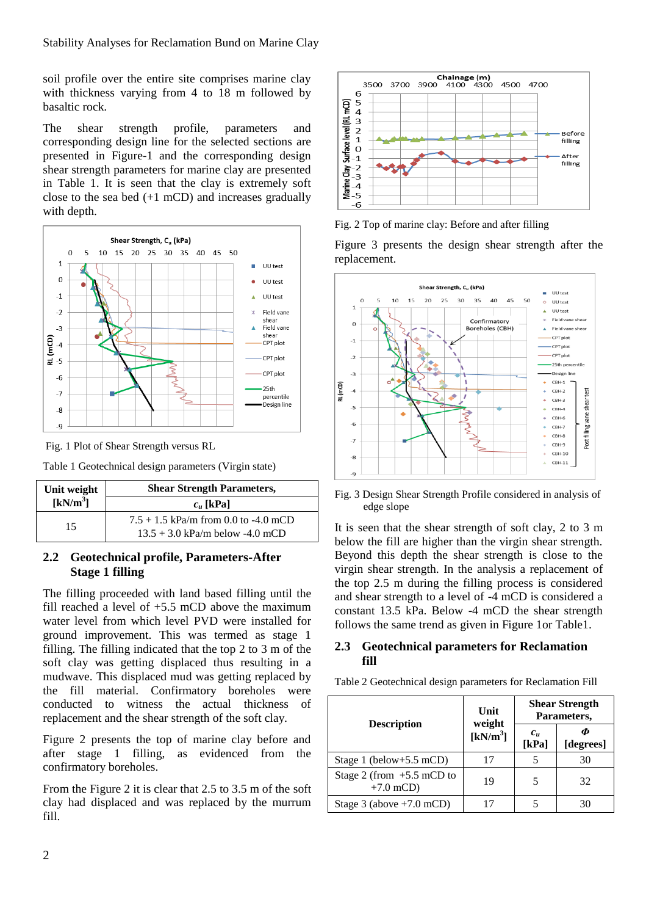soil profile over the entire site comprises marine clay with thickness varying from 4 to 18 m followed by basaltic rock.

The shear strength profile, parameters and corresponding design line for the selected sections are presented in Figure-1 and the corresponding design shear strength parameters for marine clay are presented in Table 1. It is seen that the clay is extremely soft close to the sea bed (+1 mCD) and increases gradually with depth.

Fig. 1 Plot of Shear Strength versus RL

Table 1 Geotechnical design parameters (Virgin state)

| Unit weight [kN/m$^3$] | Shear Strength Parameters, $c_u$ [kPa] |
|---|---|
| 15 | 7.5 + 1.5 kPa/m from 0.0 to -4.0 mCD<br>13.5 + 3.0 kPa/m below -4.0 mCD |

## 2.2 Geotechnical profile, Parameters-After Stage 1 filling

The filling proceeded with land based filling until the fill reached a level of +5.5 mCD above the maximum water level from which level PVD were installed for ground improvement. This was termed as stage 1 filling. The filling indicated that the top 2 to 3 m of the soft clay was getting displaced thus resulting in a mudwave. This displaced mud was getting replaced by the fill material. Confirmatory boreholes were conducted to witness the actual thickness of replacement and the shear strength of the soft clay.

Figure 2 presents the top of marine clay before and after stage 1 filling, as evidenced from the confirmatory boreholes.

From the Figure 2 it is clear that 2.5 to 3.5 m of the soft clay had displaced and was replaced by the murrum fill.

Fig. 2 Top of marine clay: Before and after filling

Figure 3 presents the design shear strength after the replacement.

Fig. 3 Design Shear Strength Profile considered in analysis of edge slope

It is seen that the shear strength of soft clay, 2 to 3 m below the fill are higher than the virgin shear strength. Beyond this depth the shear strength is close to the virgin shear strength. In the analysis a replacement of the top 2.5 m during the filling process is considered and shear strength to a level of -4 mCD is considered a constant 13.5 kPa. Below -4 mCD the shear strength follows the same trend as given in Figure 1or Table1.

## 2.3 Geotechnical parameters for Reclamation fill

Table 2 Geotechnical design parameters for Reclamation Fill

| Description | Unit weight [kN/m$^3$] | Shear Strength Parameters, $c_u$ [kPa] | Shear Strength Parameters, $\Phi$ [degrees] |
|---|---|---|---|
| Stage 1 (below+5.5 mCD) | 17 | 5 | 30 |
| Stage 2 (from +5.5 mCD to +7.0 mCD) | 19 | 5 | 32 |
| Stage 3 (above +7.0 mCD) | 17 | 5 | 30 |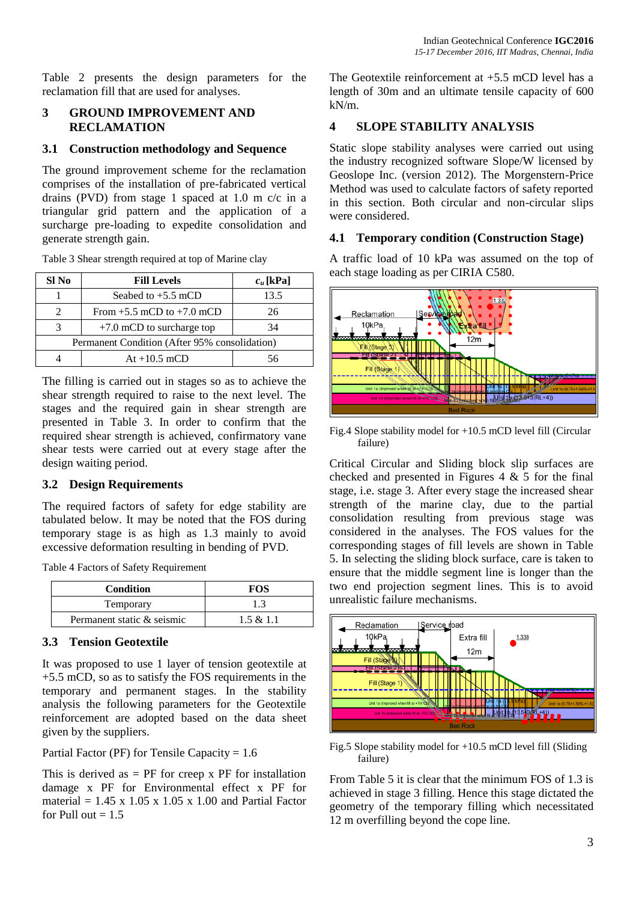Table 2 presents the design parameters for the reclamation fill that are used for analyses.

## 3 GROUND IMPROVEMENT AND RECLAMATION

### 3.1 Construction methodology and Sequence

The ground improvement scheme for the reclamation comprises of the installation of pre-fabricated vertical drains (PVD) from stage 1 spaced at 1.0 m c/c in a triangular grid pattern and the application of a surcharge pre-loading to expedite consolidation and generate strength gain.

Table 3 Shear strength required at top of Marine clay

| Sl No | Fill Levels | $c_u$ [kPa] |
|---|---|---|
| 1 | Seabed to +5.5 mCD | 13.5 |
| 2 | From +5.5 mCD to +7.0 mCD | 26 |
| 3 | +7.0 mCD to surcharge top | 34 |
| Permanent Condition (After 95% consolidation) | | |
| 4 | At +10.5 mCD | 56 |

The filling is carried out in stages so as to achieve the shear strength required to raise to the next level. The stages and the required gain in shear strength are presented in Table 3. In order to confirm that the required shear strength is achieved, confirmatory vane shear tests were carried out at every stage after the design waiting period.

### 3.2 Design Requirements

The required factors of safety for edge stability are tabulated below. It may be noted that the FOS during temporary stage is as high as 1.3 mainly to avoid excessive deformation resulting in bending of PVD.

Table 4 Factors of Safety Requirement

| Condition | FOS |
|---|---|
| Temporary | 1.3 |
| Permanent static & seismic | 1.5 & 1.1 |

### 3.3 Tension Geotextile

It was proposed to use 1 layer of tension geotextile at +5.5 mCD, so as to satisfy the FOS requirements in the temporary and permanent stages. In the stability analysis the following parameters for the Geotextile reinforcement are adopted based on the data sheet given by the suppliers.

Partial Factor (PF) for Tensile Capacity = 1.6

This is derived as = PF for creep x PF for installation damage x PF for Environmental effect x PF for material = 1.45 x 1.05 x 1.05 x 1.00 and Partial Factor for Pull out = 1.5

The Geotextile reinforcement at +5.5 mCD level has a length of 30m and an ultimate tensile capacity of 600 kN/m.

## 4 SLOPE STABILITY ANALYSIS

Static slope stability analyses were carried out using the industry recognized software Slope/W licensed by Geoslope Inc. (version 2012). The Morgenstern-Price Method was used to calculate factors of safety reported in this section. Both circular and non-circular slips were considered.

### 4.1 Temporary condition (Construction Stage)

A traffic load of 10 kPa was assumed on the top of each stage loading as per CIRIA C580.

Fig.4 Slope stability model for +10.5 mCD level fill (Circular failure)

Critical Circular and Sliding block slip surfaces are checked and presented in Figures 4 & 5 for the final stage, i.e. stage 3. After every stage the increased shear strength of the marine clay, due to the partial consolidation resulting from previous stage was considered in the analyses. The FOS values for the corresponding stages of fill levels are shown in Table 5. In selecting the sliding block surface, care is taken to ensure that the middle segment line is longer than the two end projection segment lines. This is to avoid unrealistic failure mechanisms.

Fig.5 Slope stability model for +10.5 mCD level fill (Sliding failure)

From Table 5 it is clear that the minimum FOS of 1.3 is achieved in stage 3 filling. Hence this stage dictated the geometry of the temporary filling which necessitated 12 m overfilling beyond the cope line.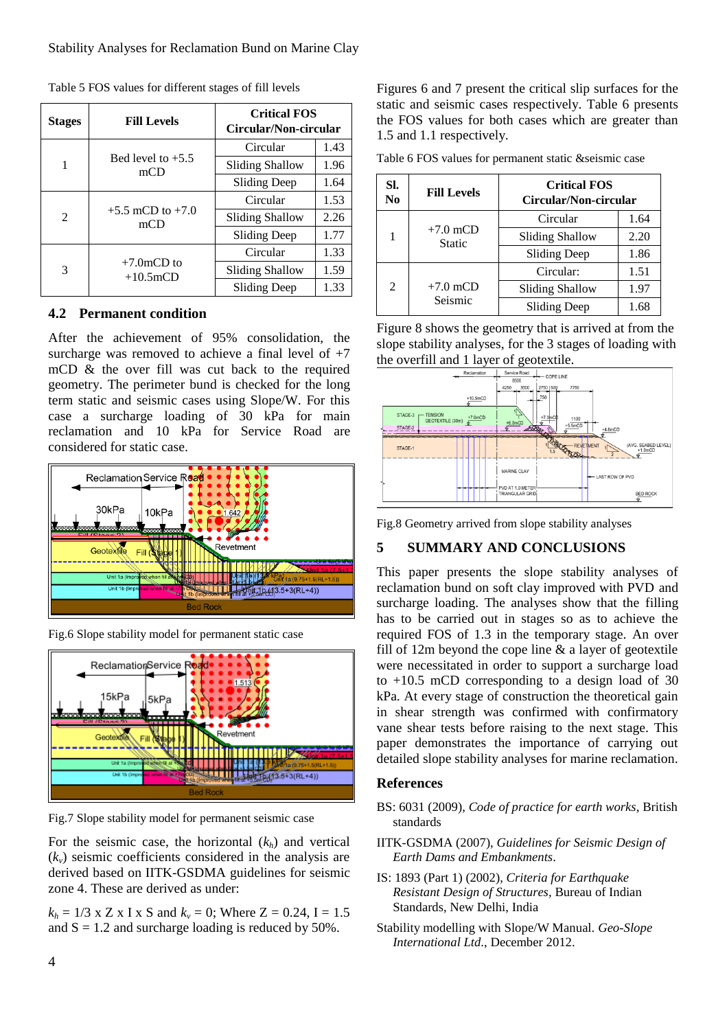Table 5 FOS values for different stages of fill levels

| Stages | Fill Levels | Critical FOS Circular/Non-circular | |
|---|---|---|---|
| 1 | Bed level to +5.5 mCD | Circular | 1.43 |
| | | Sliding Shallow | 1.96 |
| | | Sliding Deep | 1.64 |
| 2 | +5.5 mCD to +7.0 mCD | Circular | 1.53 |
| | | Sliding Shallow | 2.26 |
| | | Sliding Deep | 1.77 |
| 3 | +7.0mCD to +10.5mCD | Circular | 1.33 |
| | | Sliding Shallow | 1.59 |
| | | Sliding Deep | 1.33 |

## 4.2 Permanent condition

After the achievement of 95% consolidation, the surcharge was removed to achieve a final level of +7 mCD & the over fill was cut back to the required geometry. The perimeter bund is checked for the long term static and seismic cases using Slope/W. For this case a surcharge loading of 30 kPa for main reclamation and 10 kPa for Service Road are considered for static case.

Fig.6 Slope stability model for permanent static case

Fig.7 Slope stability model for permanent seismic case

For the seismic case, the horizontal ($k_h$) and vertical ($k_v$) seismic coefficients considered in the analysis are derived based on IITK-GSDMA guidelines for seismic zone 4. These are derived as under:

$k_h$ = 1/3 x Z x I x S and $k_v$ = 0; Where Z = 0.24, I = 1.5 and S = 1.2 and surcharge loading is reduced by 50%.

Figures 6 and 7 present the critical slip surfaces for the static and seismic cases respectively. Table 6 presents the FOS values for both cases which are greater than 1.5 and 1.1 respectively.

Table 6 FOS values for permanent static &seismic case

| Sl. No | Fill Levels | Critical FOS Circular/Non-circular | |
|---|---|---|---|
| 1 | +7.0 mCD Static | Circular | 1.64 |
| | | Sliding Shallow | 2.20 |
| | | Sliding Deep | 1.86 |
| 2 | +7.0 mCD Seismic | Circular: | 1.51 |
| | | Sliding Shallow | 1.97 |
| | | Sliding Deep | 1.68 |

Figure 8 shows the geometry that is arrived at from the slope stability analyses, for the 3 stages of loading with the overfill and 1 layer of geotextile.

Fig.8 Geometry arrived from slope stability analyses

## 5 SUMMARY AND CONCLUSIONS

This paper presents the slope stability analyses of reclamation bund on soft clay improved with PVD and surcharge loading. The analyses show that the filling has to be carried out in stages so as to achieve the required FOS of 1.3 in the temporary stage. An over fill of 12m beyond the cope line & a layer of geotextile were necessitated in order to support a surcharge load to +10.5 mCD corresponding to a design load of 30 kPa. At every stage of construction the theoretical gain in shear strength was confirmed with confirmatory vane shear tests before raising to the next stage. This paper demonstrates the importance of carrying out detailed slope stability analyses for marine reclamation.

## References

BS: 6031 (2009), *Code of practice for earth works*, British standards

IITK-GSDMA (2007), *Guidelines for Seismic Design of Earth Dams and Embankments*.

IS: 1893 (Part 1) (2002), *Criteria for Earthquake Resistant Design of Structures*, Bureau of Indian Standards, New Delhi, India

Stability modelling with Slope/W Manual. *Geo-Slope International Ltd.*, December 2012.